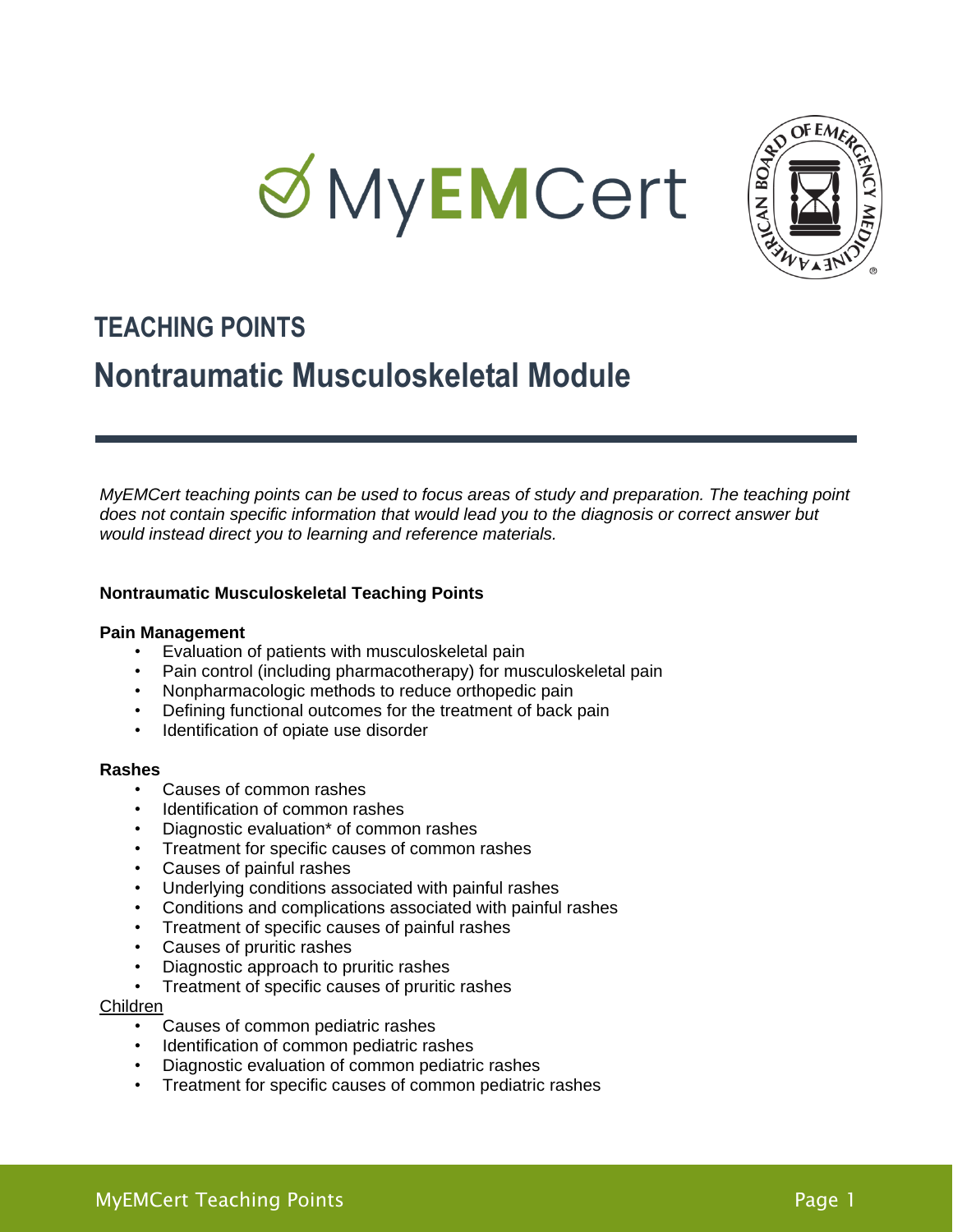# TEACHING POINTS

## Nontraumatic Musculoskeletal Module

*MyEMCert teaching points can be used to focus areas of study and preparation. The teaching point does not contain specific information that would lead you to the diagnosis or correct answer but would instead direct you to learning and reference materials.*

### Nontraumatic Musculoskeletal Teaching Points

**Pain Management**

- Evaluation of patients with musculoskeletal pain
- Pain control (including pharmacotherapy) for musculoskeletal pain
- Nonpharmacologic methods to reduce orthopedic pain
- Defining functional outcomes for the treatment of back pain
- Identification of opiate use disorder

**Rashes**

- Causes of common rashes
- Identification of common rashes
- Diagnostic evaluation* of common rashes
- Treatment for specific causes of common rashes
- Causes of painful rashes
- Underlying conditions associated with painful rashes
- Conditions and complications associated with painful rashes
- Treatment of specific causes of painful rashes
- Causes of pruritic rashes
- Diagnostic approach to pruritic rashes
- Treatment of specific causes of pruritic rashes

<u>Children</u>

- Causes of common pediatric rashes
- Identification of common pediatric rashes
- Diagnostic evaluation of common pediatric rashes
- Treatment for specific causes of common pediatric rashes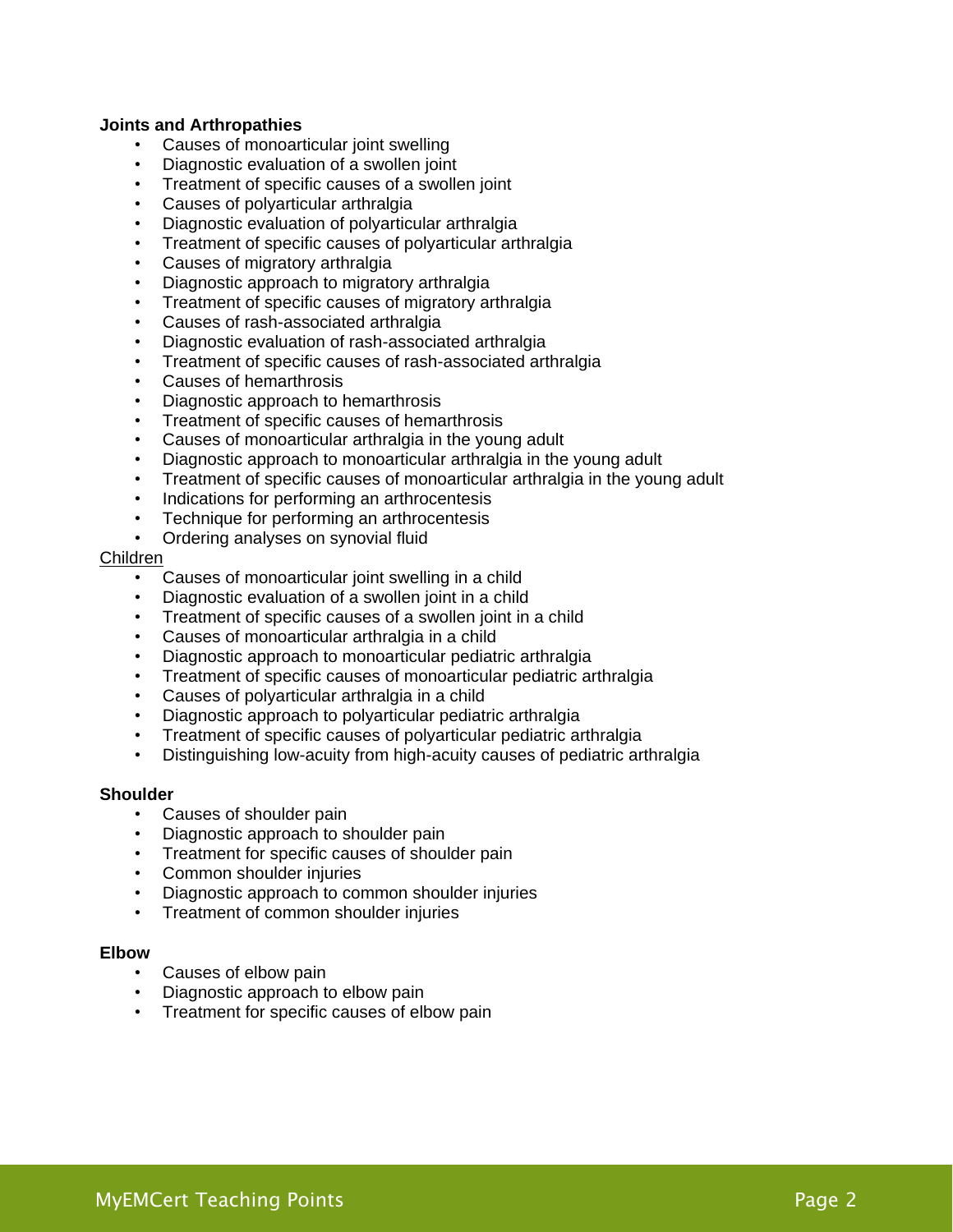**Joints and Arthropathies**

- Causes of monoarticular joint swelling
- Diagnostic evaluation of a swollen joint
- Treatment of specific causes of a swollen joint
- Causes of polyarticular arthralgia
- Diagnostic evaluation of polyarticular arthralgia
- Treatment of specific causes of polyarticular arthralgia
- Causes of migratory arthralgia
- Diagnostic approach to migratory arthralgia
- Treatment of specific causes of migratory arthralgia
- Causes of rash-associated arthralgia
- Diagnostic evaluation of rash-associated arthralgia
- Treatment of specific causes of rash-associated arthralgia
- Causes of hemarthrosis
- Diagnostic approach to hemarthrosis
- Treatment of specific causes of hemarthrosis
- Causes of monoarticular arthralgia in the young adult
- Diagnostic approach to monoarticular arthralgia in the young adult
- Treatment of specific causes of monoarticular arthralgia in the young adult
- Indications for performing an arthrocentesis
- Technique for performing an arthrocentesis
- Ordering analyses on synovial fluid

<u>Children</u>

- Causes of monoarticular joint swelling in a child
- Diagnostic evaluation of a swollen joint in a child
- Treatment of specific causes of a swollen joint in a child
- Causes of monoarticular arthralgia in a child
- Diagnostic approach to monoarticular pediatric arthralgia
- Treatment of specific causes of monoarticular pediatric arthralgia
- Causes of polyarticular arthralgia in a child
- Diagnostic approach to polyarticular pediatric arthralgia
- Treatment of specific causes of polyarticular pediatric arthralgia
- Distinguishing low-acuity from high-acuity causes of pediatric arthralgia

**Shoulder**

- Causes of shoulder pain
- Diagnostic approach to shoulder pain
- Treatment for specific causes of shoulder pain
- Common shoulder injuries
- Diagnostic approach to common shoulder injuries
- Treatment of common shoulder injuries

**Elbow**

- Causes of elbow pain
- Diagnostic approach to elbow pain
- Treatment for specific causes of elbow pain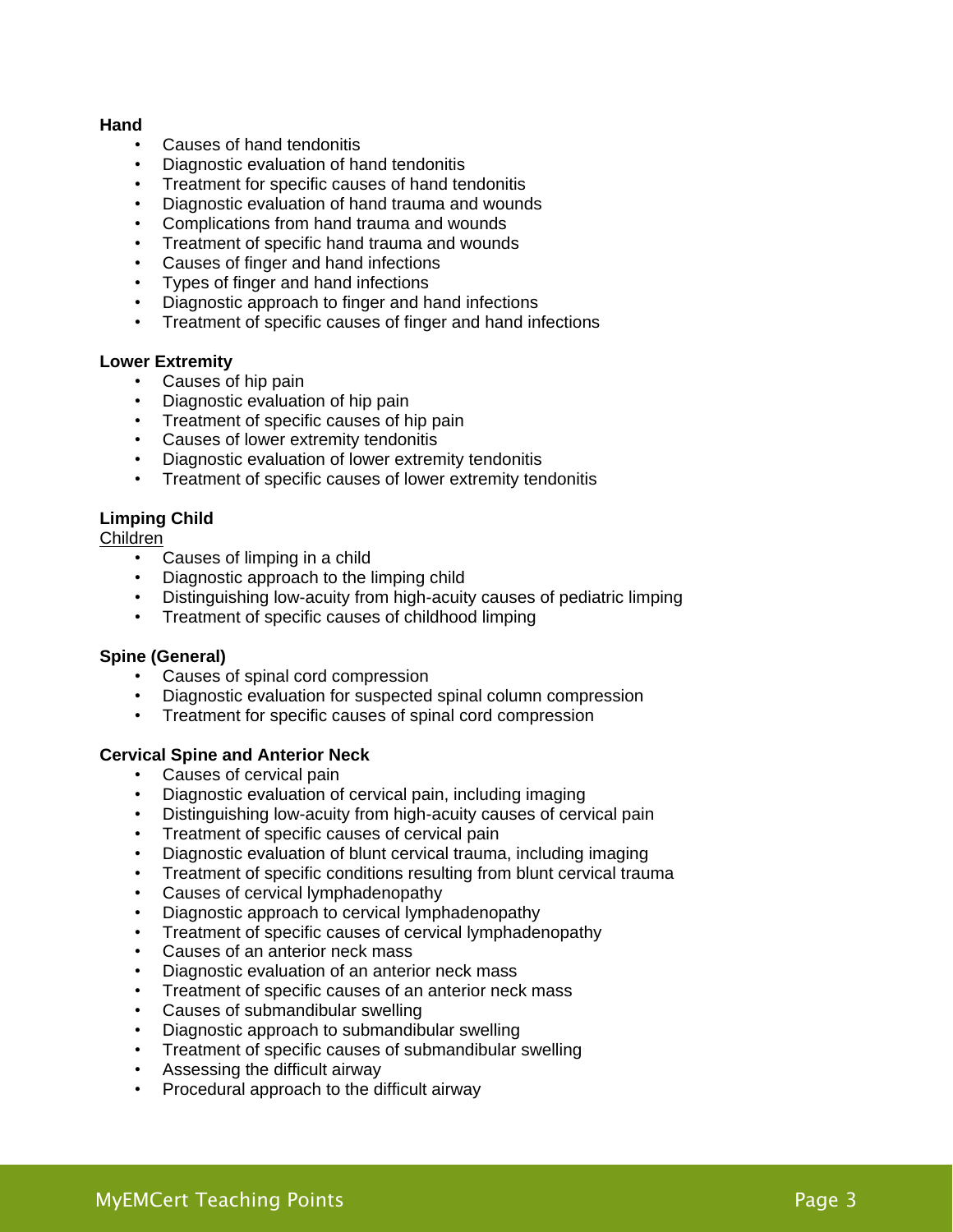**Hand**

- Causes of hand tendonitis
- Diagnostic evaluation of hand tendonitis
- Treatment for specific causes of hand tendonitis
- Diagnostic evaluation of hand trauma and wounds
- Complications from hand trauma and wounds
- Treatment of specific hand trauma and wounds
- Causes of finger and hand infections
- Types of finger and hand infections
- Diagnostic approach to finger and hand infections
- Treatment of specific causes of finger and hand infections

**Lower Extremity**

- Causes of hip pain
- Diagnostic evaluation of hip pain
- Treatment of specific causes of hip pain
- Causes of lower extremity tendonitis
- Diagnostic evaluation of lower extremity tendonitis
- Treatment of specific causes of lower extremity tendonitis

**Limping Child**

<u>Children</u>

- Causes of limping in a child
- Diagnostic approach to the limping child
- Distinguishing low-acuity from high-acuity causes of pediatric limping
- Treatment of specific causes of childhood limping

**Spine (General)**

- Causes of spinal cord compression
- Diagnostic evaluation for suspected spinal column compression
- Treatment for specific causes of spinal cord compression

**Cervical Spine and Anterior Neck**

- Causes of cervical pain
- Diagnostic evaluation of cervical pain, including imaging
- Distinguishing low-acuity from high-acuity causes of cervical pain
- Treatment of specific causes of cervical pain
- Diagnostic evaluation of blunt cervical trauma, including imaging
- Treatment of specific conditions resulting from blunt cervical trauma
- Causes of cervical lymphadenopathy
- Diagnostic approach to cervical lymphadenopathy
- Treatment of specific causes of cervical lymphadenopathy
- Causes of an anterior neck mass
- Diagnostic evaluation of an anterior neck mass
- Treatment of specific causes of an anterior neck mass
- Causes of submandibular swelling
- Diagnostic approach to submandibular swelling
- Treatment of specific causes of submandibular swelling
- Assessing the difficult airway
- Procedural approach to the difficult airway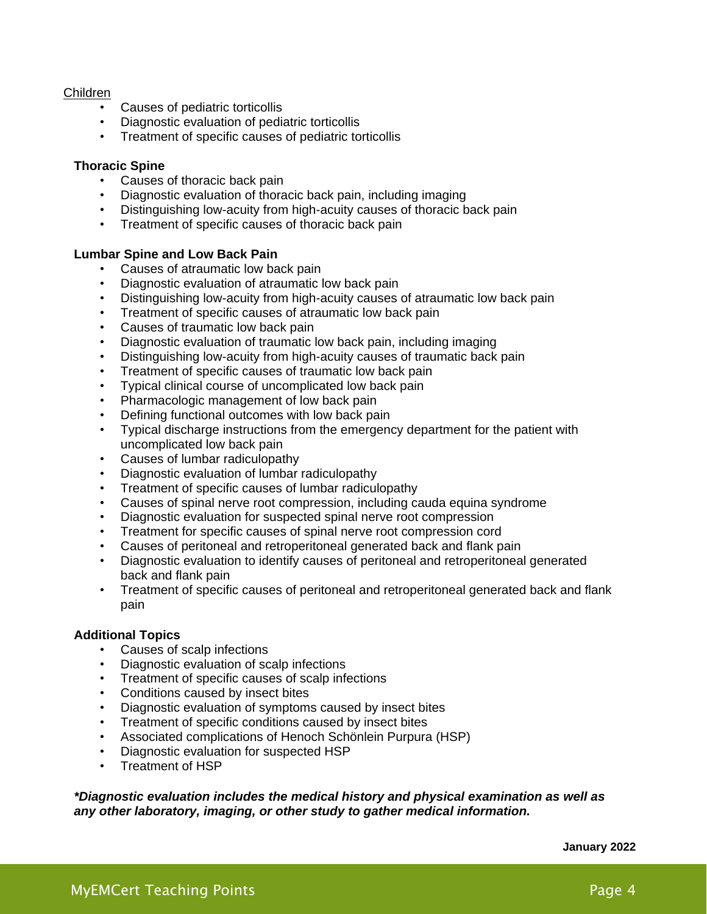Children

- Causes of pediatric torticollis
- Diagnostic evaluation of pediatric torticollis
- Treatment of specific causes of pediatric torticollis

**Thoracic Spine**

- Causes of thoracic back pain
- Diagnostic evaluation of thoracic back pain, including imaging
- Distinguishing low-acuity from high-acuity causes of thoracic back pain
- Treatment of specific causes of thoracic back pain

**Lumbar Spine and Low Back Pain**

- Causes of atraumatic low back pain
- Diagnostic evaluation of atraumatic low back pain
- Distinguishing low-acuity from high-acuity causes of atraumatic low back pain
- Treatment of specific causes of atraumatic low back pain
- Causes of traumatic low back pain
- Diagnostic evaluation of traumatic low back pain, including imaging
- Distinguishing low-acuity from high-acuity causes of traumatic back pain
- Treatment of specific causes of traumatic low back pain
- Typical clinical course of uncomplicated low back pain
- Pharmacologic management of low back pain
- Defining functional outcomes with low back pain
- Typical discharge instructions from the emergency department for the patient with uncomplicated low back pain
- Causes of lumbar radiculopathy
- Diagnostic evaluation of lumbar radiculopathy
- Treatment of specific causes of lumbar radiculopathy
- Causes of spinal nerve root compression, including cauda equina syndrome
- Diagnostic evaluation for suspected spinal nerve root compression
- Treatment for specific causes of spinal nerve root compression cord
- Causes of peritoneal and retroperitoneal generated back and flank pain
- Diagnostic evaluation to identify causes of peritoneal and retroperitoneal generated back and flank pain
- Treatment of specific causes of peritoneal and retroperitoneal generated back and flank pain

**Additional Topics**

- Causes of scalp infections
- Diagnostic evaluation of scalp infections
- Treatment of specific causes of scalp infections
- Conditions caused by insect bites
- Diagnostic evaluation of symptoms caused by insect bites
- Treatment of specific conditions caused by insect bites
- Associated complications of Henoch Schönlein Purpura (HSP)
- Diagnostic evaluation for suspected HSP
- Treatment of HSP

***Diagnostic evaluation includes the medical history and physical examination as well as any other laboratory, imaging, or other study to gather medical information.***

**January 2022**